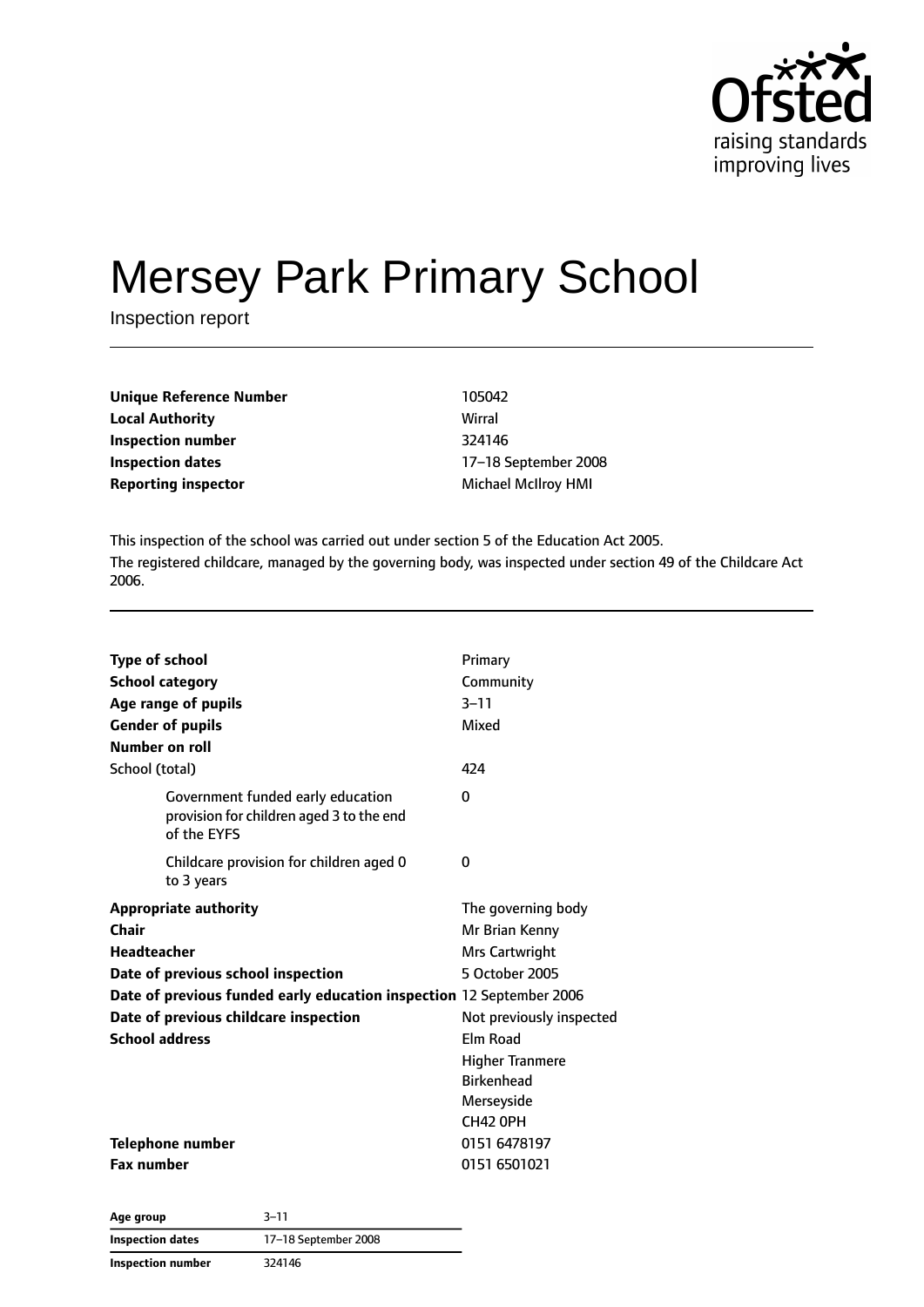# Mersey Park Primary School

Inspection report

| | |
|---|---|
| **Unique Reference Number** | 105042 |
| **Local Authority** | Wirral |
| **Inspection number** | 324146 |
| **Inspection dates** | 17–18 September 2008 |
| **Reporting inspector** | Michael McIlroy HMI |

This inspection of the school was carried out under section 5 of the Education Act 2005.

The registered childcare, managed by the governing body, was inspected under section 49 of the Childcare Act 2006.

| | |
|---|---|
| **Type of school** | Primary |
| **School category** | Community |
| **Age range of pupils** | 3–11 |
| **Gender of pupils** | Mixed |
| **Number on roll** | |
| School (total) | 424 |
| Government funded early education provision for children aged 3 to the end of the EYFS | 0 |
| Childcare provision for children aged 0 to 3 years | 0 |
| **Appropriate authority** | The governing body |
| **Chair** | Mr Brian Kenny |
| **Headteacher** | Mrs Cartwright |
| **Date of previous school inspection** | 5 October 2005 |
| **Date of previous funded early education inspection** | 12 September 2006 |
| **Date of previous childcare inspection** | Not previously inspected |
| **School address** | Elm Road<br>Higher Tranmere<br>Birkenhead<br>Merseyside<br>CH42 0PH |
| **Telephone number** | 0151 6478197 |
| **Fax number** | 0151 6501021 |

| | |
|---|---|
| **Age group** | 3–11 |
| **Inspection dates** | 17–18 September 2008 |
| **Inspection number** | 324146 |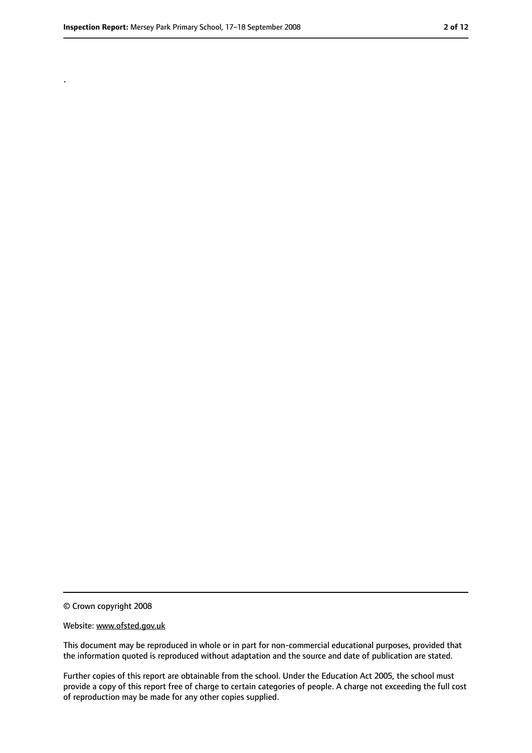.

© Crown copyright 2008

Website: www.ofsted.gov.uk

This document may be reproduced in whole or in part for non-commercial educational purposes, provided that the information quoted is reproduced without adaptation and the source and date of publication are stated.

Further copies of this report are obtainable from the school. Under the Education Act 2005, the school must provide a copy of this report free of charge to certain categories of people. A charge not exceeding the full cost of reproduction may be made for any other copies supplied.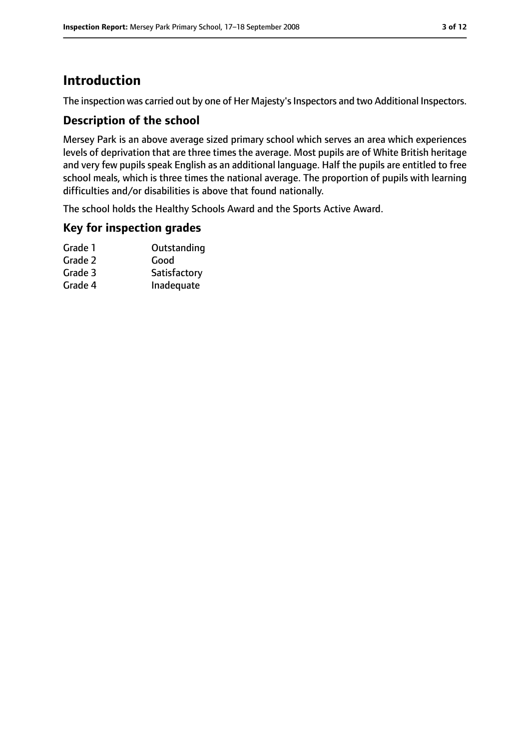# Introduction

The inspection was carried out by one of Her Majesty's Inspectors and two Additional Inspectors.

## Description of the school

Mersey Park is an above average sized primary school which serves an area which experiences levels of deprivation that are three times the average. Most pupils are of White British heritage and very few pupils speak English as an additional language. Half the pupils are entitled to free school meals, which is three times the national average. The proportion of pupils with learning difficulties and/or disabilities is above that found nationally.

The school holds the Healthy Schools Award and the Sports Active Award.

## Key for inspection grades

| | |
|---|---|
| Grade 1 | Outstanding |
| Grade 2 | Good |
| Grade 3 | Satisfactory |
| Grade 4 | Inadequate |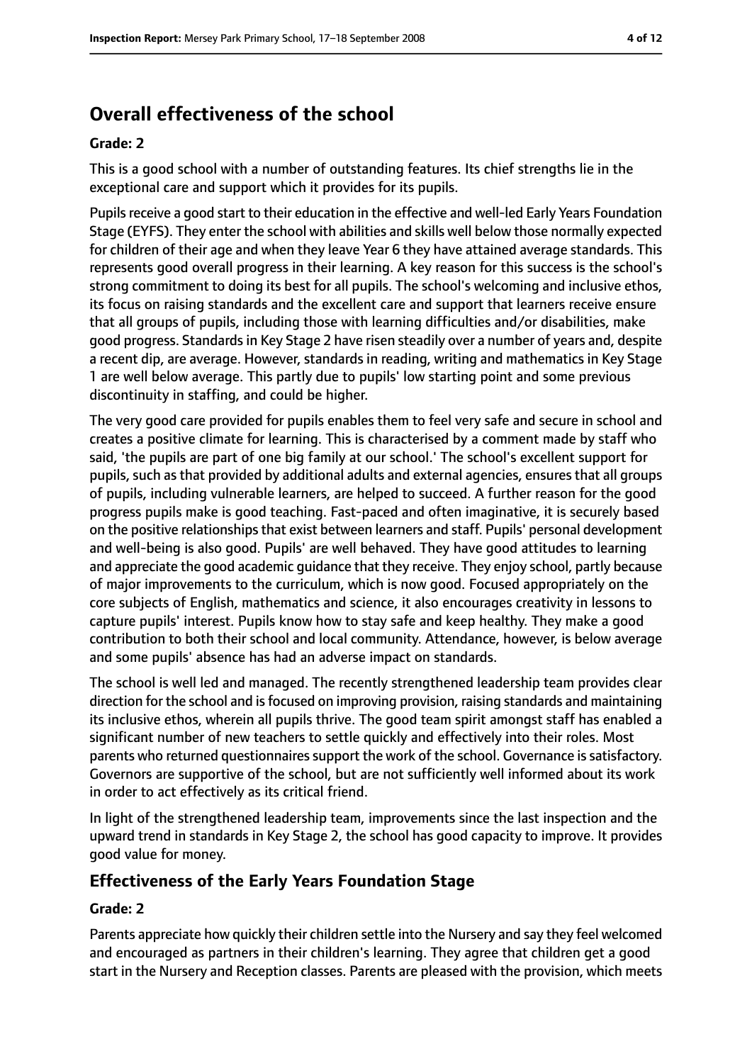## Overall effectiveness of the school

**Grade: 2**

This is a good school with a number of outstanding features. Its chief strengths lie in the exceptional care and support which it provides for its pupils.

Pupils receive a good start to their education in the effective and well-led Early Years Foundation Stage (EYFS). They enter the school with abilities and skills well below those normally expected for children of their age and when they leave Year 6 they have attained average standards. This represents good overall progress in their learning. A key reason for this success is the school's strong commitment to doing its best for all pupils. The school's welcoming and inclusive ethos, its focus on raising standards and the excellent care and support that learners receive ensure that all groups of pupils, including those with learning difficulties and/or disabilities, make good progress. Standards in Key Stage 2 have risen steadily over a number of years and, despite a recent dip, are average. However, standards in reading, writing and mathematics in Key Stage 1 are well below average. This partly due to pupils' low starting point and some previous discontinuity in staffing, and could be higher.

The very good care provided for pupils enables them to feel very safe and secure in school and creates a positive climate for learning. This is characterised by a comment made by staff who said, 'the pupils are part of one big family at our school.' The school's excellent support for pupils, such as that provided by additional adults and external agencies, ensures that all groups of pupils, including vulnerable learners, are helped to succeed. A further reason for the good progress pupils make is good teaching. Fast-paced and often imaginative, it is securely based on the positive relationships that exist between learners and staff. Pupils' personal development and well-being is also good. Pupils' are well behaved. They have good attitudes to learning and appreciate the good academic guidance that they receive. They enjoy school, partly because of major improvements to the curriculum, which is now good. Focused appropriately on the core subjects of English, mathematics and science, it also encourages creativity in lessons to capture pupils' interest. Pupils know how to stay safe and keep healthy. They make a good contribution to both their school and local community. Attendance, however, is below average and some pupils' absence has had an adverse impact on standards.

The school is well led and managed. The recently strengthened leadership team provides clear direction for the school and is focused on improving provision, raising standards and maintaining its inclusive ethos, wherein all pupils thrive. The good team spirit amongst staff has enabled a significant number of new teachers to settle quickly and effectively into their roles. Most parents who returned questionnaires support the work of the school. Governance is satisfactory. Governors are supportive of the school, but are not sufficiently well informed about its work in order to act effectively as its critical friend.

In light of the strengthened leadership team, improvements since the last inspection and the upward trend in standards in Key Stage 2, the school has good capacity to improve. It provides good value for money.

## Effectiveness of the Early Years Foundation Stage

**Grade: 2**

Parents appreciate how quickly their children settle into the Nursery and say they feel welcomed and encouraged as partners in their children's learning. They agree that children get a good start in the Nursery and Reception classes. Parents are pleased with the provision, which meets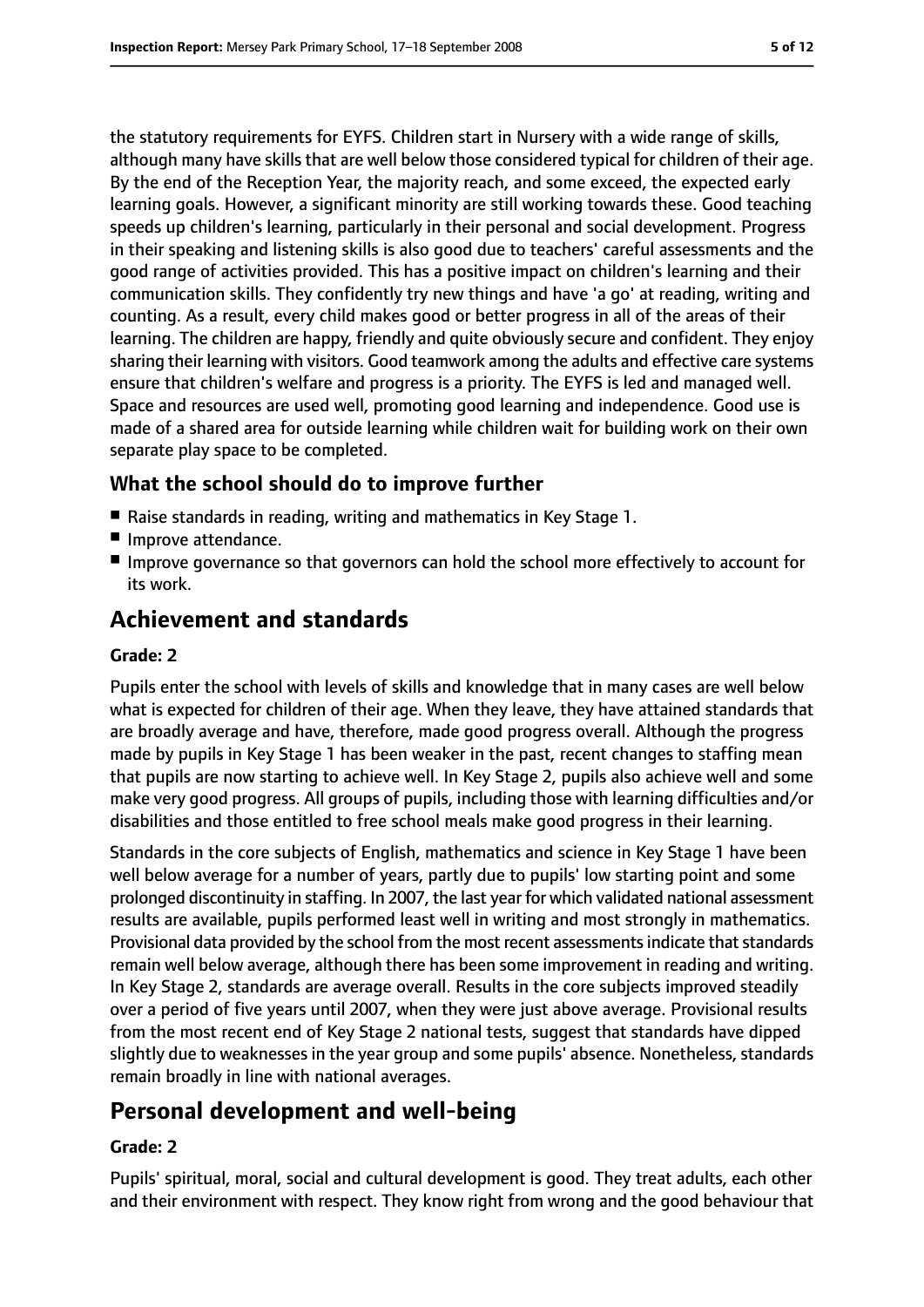the statutory requirements for EYFS. Children start in Nursery with a wide range of skills, although many have skills that are well below those considered typical for children of their age. By the end of the Reception Year, the majority reach, and some exceed, the expected early learning goals. However, a significant minority are still working towards these. Good teaching speeds up children's learning, particularly in their personal and social development. Progress in their speaking and listening skills is also good due to teachers' careful assessments and the good range of activities provided. This has a positive impact on children's learning and their communication skills. They confidently try new things and have 'a go' at reading, writing and counting. As a result, every child makes good or better progress in all of the areas of their learning. The children are happy, friendly and quite obviously secure and confident. They enjoy sharing their learning with visitors. Good teamwork among the adults and effective care systems ensure that children's welfare and progress is a priority. The EYFS is led and managed well. Space and resources are used well, promoting good learning and independence. Good use is made of a shared area for outside learning while children wait for building work on their own separate play space to be completed.

### What the school should do to improve further

- Raise standards in reading, writing and mathematics in Key Stage 1.
- Improve attendance.
- Improve governance so that governors can hold the school more effectively to account for its work.

## Achievement and standards

**Grade: 2**

Pupils enter the school with levels of skills and knowledge that in many cases are well below what is expected for children of their age. When they leave, they have attained standards that are broadly average and have, therefore, made good progress overall. Although the progress made by pupils in Key Stage 1 has been weaker in the past, recent changes to staffing mean that pupils are now starting to achieve well. In Key Stage 2, pupils also achieve well and some make very good progress. All groups of pupils, including those with learning difficulties and/or disabilities and those entitled to free school meals make good progress in their learning.

Standards in the core subjects of English, mathematics and science in Key Stage 1 have been well below average for a number of years, partly due to pupils' low starting point and some prolonged discontinuity in staffing. In 2007, the last year for which validated national assessment results are available, pupils performed least well in writing and most strongly in mathematics. Provisional data provided by the school from the most recent assessments indicate that standards remain well below average, although there has been some improvement in reading and writing. In Key Stage 2, standards are average overall. Results in the core subjects improved steadily over a period of five years until 2007, when they were just above average. Provisional results from the most recent end of Key Stage 2 national tests, suggest that standards have dipped slightly due to weaknesses in the year group and some pupils' absence. Nonetheless, standards remain broadly in line with national averages.

## Personal development and well-being

**Grade: 2**

Pupils' spiritual, moral, social and cultural development is good. They treat adults, each other and their environment with respect. They know right from wrong and the good behaviour that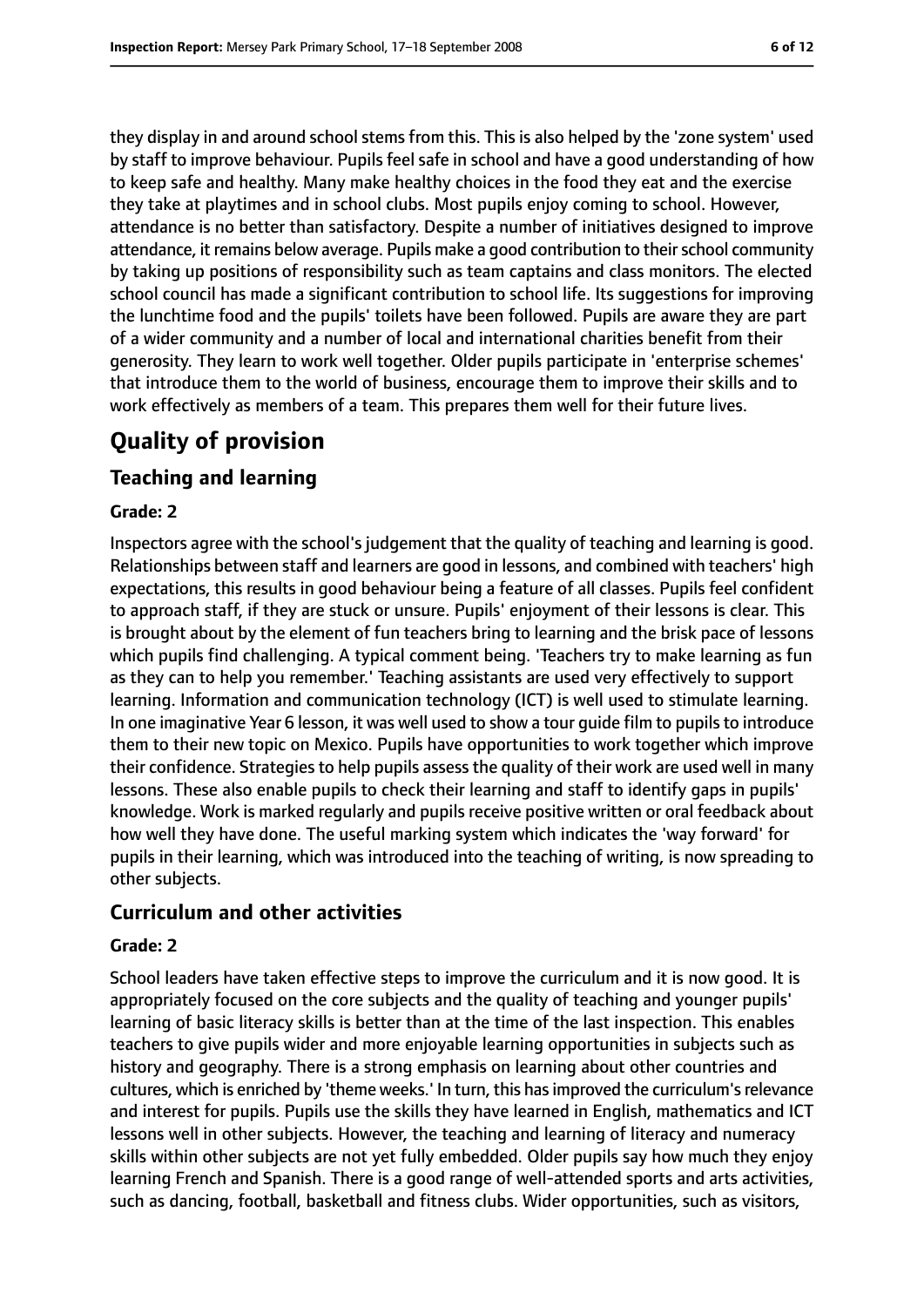they display in and around school stems from this. This is also helped by the 'zone system' used by staff to improve behaviour. Pupils feel safe in school and have a good understanding of how to keep safe and healthy. Many make healthy choices in the food they eat and the exercise they take at playtimes and in school clubs. Most pupils enjoy coming to school. However, attendance is no better than satisfactory. Despite a number of initiatives designed to improve attendance, it remains below average. Pupils make a good contribution to their school community by taking up positions of responsibility such as team captains and class monitors. The elected school council has made a significant contribution to school life. Its suggestions for improving the lunchtime food and the pupils' toilets have been followed. Pupils are aware they are part of a wider community and a number of local and international charities benefit from their generosity. They learn to work well together. Older pupils participate in 'enterprise schemes' that introduce them to the world of business, encourage them to improve their skills and to work effectively as members of a team. This prepares them well for their future lives.

# Quality of provision

## Teaching and learning

### Grade: 2

Inspectors agree with the school's judgement that the quality of teaching and learning is good. Relationships between staff and learners are good in lessons, and combined with teachers' high expectations, this results in good behaviour being a feature of all classes. Pupils feel confident to approach staff, if they are stuck or unsure. Pupils' enjoyment of their lessons is clear. This is brought about by the element of fun teachers bring to learning and the brisk pace of lessons which pupils find challenging. A typical comment being. 'Teachers try to make learning as fun as they can to help you remember.' Teaching assistants are used very effectively to support learning. Information and communication technology (ICT) is well used to stimulate learning. In one imaginative Year 6 lesson, it was well used to show a tour guide film to pupils to introduce them to their new topic on Mexico. Pupils have opportunities to work together which improve their confidence. Strategies to help pupils assess the quality of their work are used well in many lessons. These also enable pupils to check their learning and staff to identify gaps in pupils' knowledge. Work is marked regularly and pupils receive positive written or oral feedback about how well they have done. The useful marking system which indicates the 'way forward' for pupils in their learning, which was introduced into the teaching of writing, is now spreading to other subjects.

## Curriculum and other activities

### Grade: 2

School leaders have taken effective steps to improve the curriculum and it is now good. It is appropriately focused on the core subjects and the quality of teaching and younger pupils' learning of basic literacy skills is better than at the time of the last inspection. This enables teachers to give pupils wider and more enjoyable learning opportunities in subjects such as history and geography. There is a strong emphasis on learning about other countries and cultures, which is enriched by 'theme weeks.' In turn, this has improved the curriculum's relevance and interest for pupils. Pupils use the skills they have learned in English, mathematics and ICT lessons well in other subjects. However, the teaching and learning of literacy and numeracy skills within other subjects are not yet fully embedded. Older pupils say how much they enjoy learning French and Spanish. There is a good range of well-attended sports and arts activities, such as dancing, football, basketball and fitness clubs. Wider opportunities, such as visitors,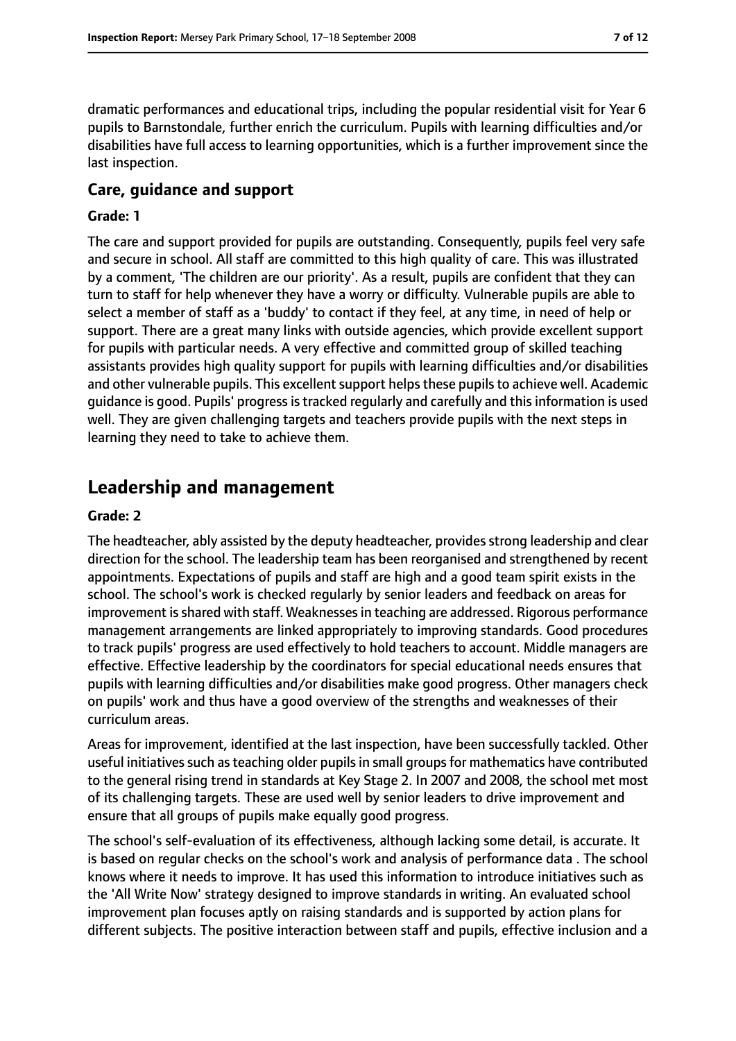dramatic performances and educational trips, including the popular residential visit for Year 6 pupils to Barnstondale, further enrich the curriculum. Pupils with learning difficulties and/or disabilities have full access to learning opportunities, which is a further improvement since the last inspection.

### Care, guidance and support

#### Grade: 1

The care and support provided for pupils are outstanding. Consequently, pupils feel very safe and secure in school. All staff are committed to this high quality of care. This was illustrated by a comment, 'The children are our priority'. As a result, pupils are confident that they can turn to staff for help whenever they have a worry or difficulty. Vulnerable pupils are able to select a member of staff as a 'buddy' to contact if they feel, at any time, in need of help or support. There are a great many links with outside agencies, which provide excellent support for pupils with particular needs. A very effective and committed group of skilled teaching assistants provides high quality support for pupils with learning difficulties and/or disabilities and other vulnerable pupils. This excellent support helps these pupils to achieve well. Academic guidance is good. Pupils' progress is tracked regularly and carefully and this information is used well. They are given challenging targets and teachers provide pupils with the next steps in learning they need to take to achieve them.

## Leadership and management

#### Grade: 2

The headteacher, ably assisted by the deputy headteacher, provides strong leadership and clear direction for the school. The leadership team has been reorganised and strengthened by recent appointments. Expectations of pupils and staff are high and a good team spirit exists in the school. The school's work is checked regularly by senior leaders and feedback on areas for improvement is shared with staff. Weaknesses in teaching are addressed. Rigorous performance management arrangements are linked appropriately to improving standards. Good procedures to track pupils' progress are used effectively to hold teachers to account. Middle managers are effective. Effective leadership by the coordinators for special educational needs ensures that pupils with learning difficulties and/or disabilities make good progress. Other managers check on pupils' work and thus have a good overview of the strengths and weaknesses of their curriculum areas.

Areas for improvement, identified at the last inspection, have been successfully tackled. Other useful initiatives such as teaching older pupils in small groups for mathematics have contributed to the general rising trend in standards at Key Stage 2. In 2007 and 2008, the school met most of its challenging targets. These are used well by senior leaders to drive improvement and ensure that all groups of pupils make equally good progress.

The school's self-evaluation of its effectiveness, although lacking some detail, is accurate. It is based on regular checks on the school's work and analysis of performance data . The school knows where it needs to improve. It has used this information to introduce initiatives such as the 'All Write Now' strategy designed to improve standards in writing. An evaluated school improvement plan focuses aptly on raising standards and is supported by action plans for different subjects. The positive interaction between staff and pupils, effective inclusion and a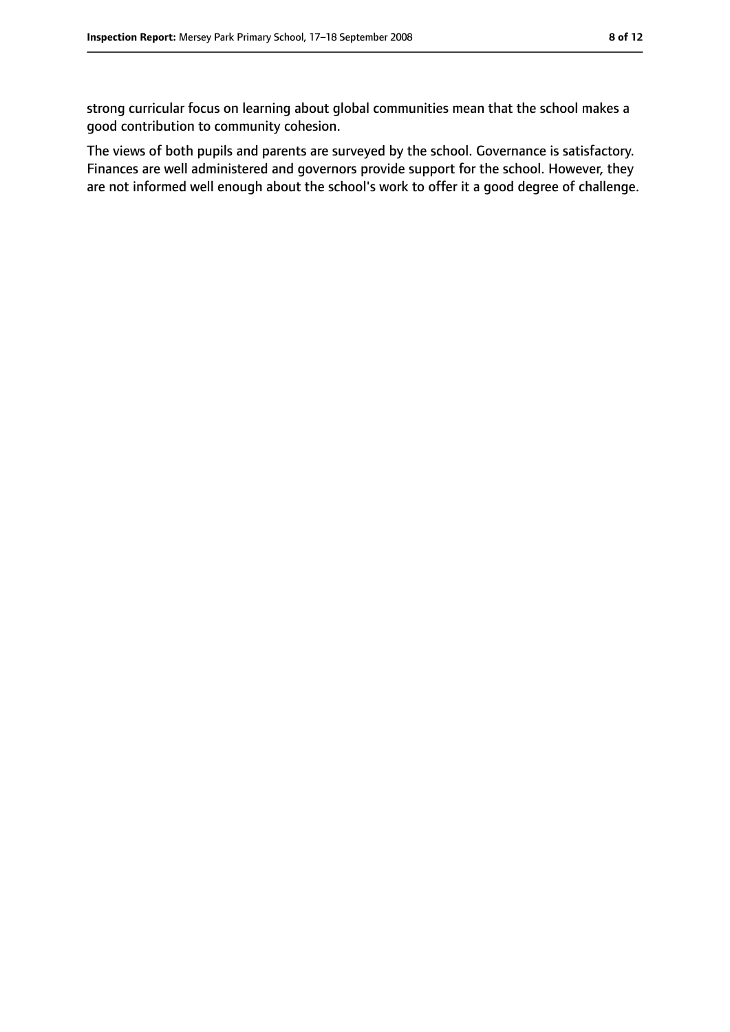strong curricular focus on learning about global communities mean that the school makes a good contribution to community cohesion.

The views of both pupils and parents are surveyed by the school. Governance is satisfactory. Finances are well administered and governors provide support for the school. However, they are not informed well enough about the school's work to offer it a good degree of challenge.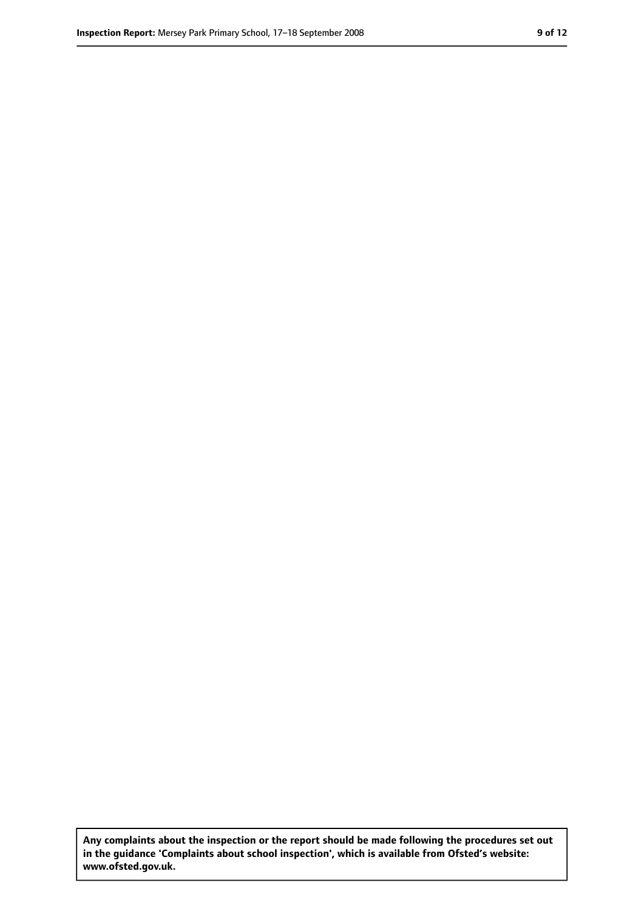**Any complaints about the inspection or the report should be made following the procedures set out in the guidance 'Complaints about school inspection', which is available from Ofsted's website: www.ofsted.gov.uk.**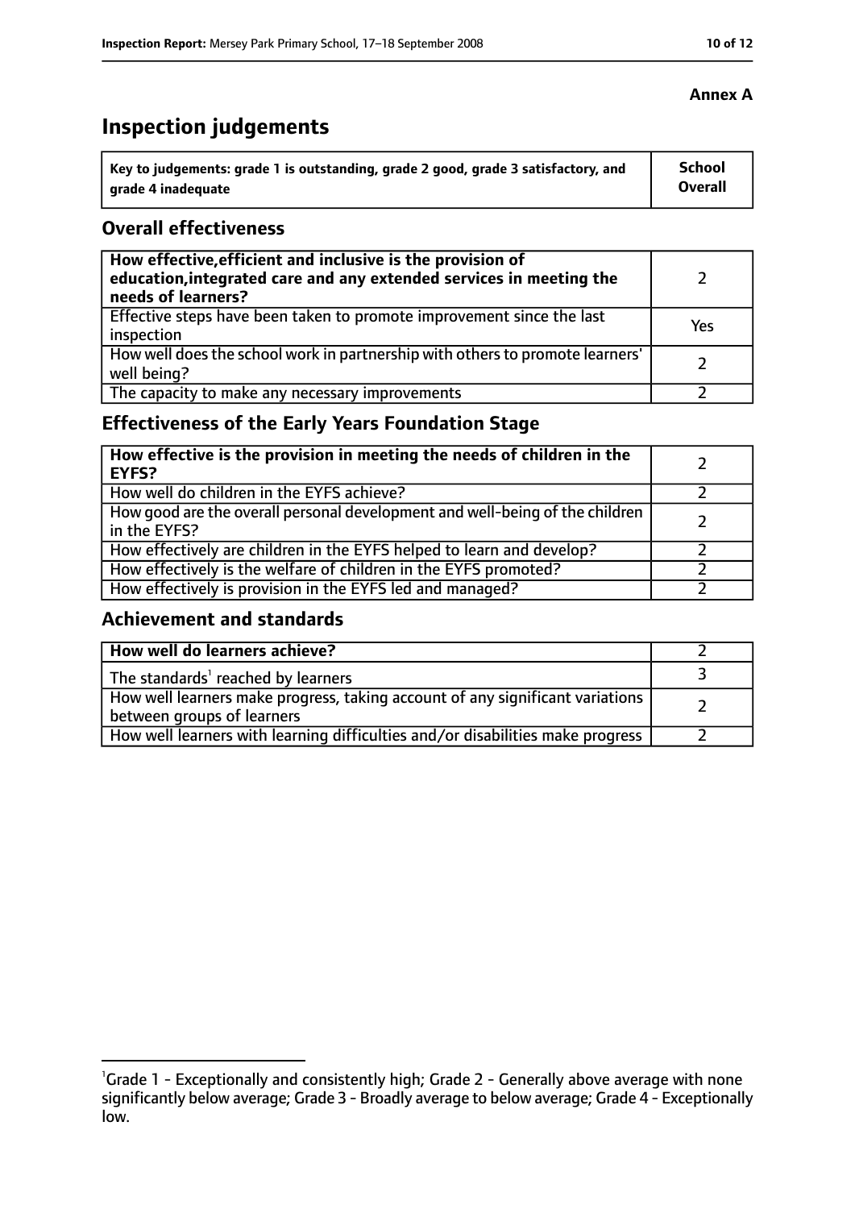**Annex A**

# Inspection judgements

| Key to judgements: grade 1 is outstanding, grade 2 good, grade 3 satisfactory, and grade 4 inadequate | School Overall |
|---|---|

## Overall effectiveness

| | |
|---|---|
| **How effective, efficient and inclusive is the provision of education, integrated care and any extended services in meeting the needs of learners?** | 2 |
| Effective steps have been taken to promote improvement since the last inspection | Yes |
| How well does the school work in partnership with others to promote learners' well being? | 2 |
| The capacity to make any necessary improvements | 2 |

## Effectiveness of the Early Years Foundation Stage

| | |
|---|---|
| **How effective is the provision in meeting the needs of children in the EYFS?** | 2 |
| How well do children in the EYFS achieve? | 2 |
| How good are the overall personal development and well-being of the children in the EYFS? | 2 |
| How effectively are children in the EYFS helped to learn and develop? | 2 |
| How effectively is the welfare of children in the EYFS promoted? | 2 |
| How effectively is provision in the EYFS led and managed? | 2 |

## Achievement and standards

| | |
|---|---|
| **How well do learners achieve?** | 2 |
| The standards[1] reached by learners | 3 |
| How well learners make progress, taking account of any significant variations between groups of learners | 2 |
| How well learners with learning difficulties and/or disabilities make progress | 2 |

[1]Grade 1 - Exceptionally and consistently high; Grade 2 - Generally above average with none significantly below average; Grade 3 - Broadly average to below average; Grade 4 - Exceptionally low.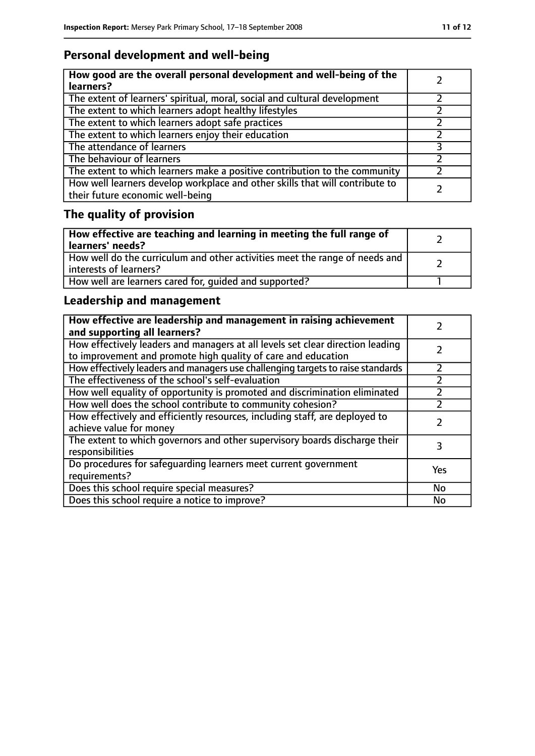## Personal development and well-being

| How good are the overall personal development and well-being of the learners? | 2 |
|---|---|
| The extent of learners' spiritual, moral, social and cultural development | 2 |
| The extent to which learners adopt healthy lifestyles | 2 |
| The extent to which learners adopt safe practices | 2 |
| The extent to which learners enjoy their education | 2 |
| The attendance of learners | 3 |
| The behaviour of learners | 2 |
| The extent to which learners make a positive contribution to the community | 2 |
| How well learners develop workplace and other skills that will contribute to their future economic well-being | 2 |

## The quality of provision

| How effective are teaching and learning in meeting the full range of learners' needs? | 2 |
|---|---|
| How well do the curriculum and other activities meet the range of needs and interests of learners? | 2 |
| How well are learners cared for, guided and supported? | 1 |

## Leadership and management

| How effective are leadership and management in raising achievement and supporting all learners? | 2 |
|---|---|
| How effectively leaders and managers at all levels set clear direction leading to improvement and promote high quality of care and education | 2 |
| How effectively leaders and managers use challenging targets to raise standards | 2 |
| The effectiveness of the school's self-evaluation | 2 |
| How well equality of opportunity is promoted and discrimination eliminated | 2 |
| How well does the school contribute to community cohesion? | 2 |
| How effectively and efficiently resources, including staff, are deployed to achieve value for money | 2 |
| The extent to which governors and other supervisory boards discharge their responsibilities | 3 |
| Do procedures for safeguarding learners meet current government requirements? | Yes |
| Does this school require special measures? | No |
| Does this school require a notice to improve? | No |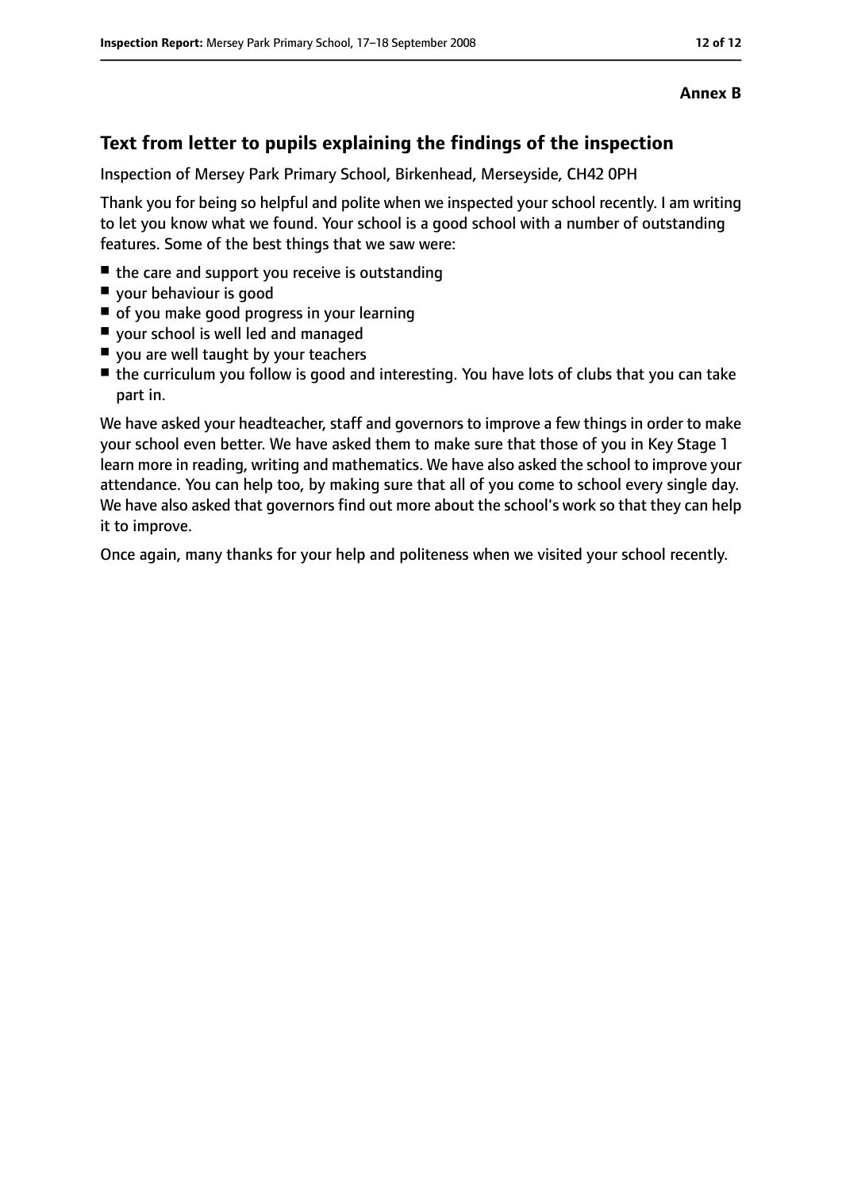**Annex B**

## Text from letter to pupils explaining the findings of the inspection

Inspection of Mersey Park Primary School, Birkenhead, Merseyside, CH42 0PH

Thank you for being so helpful and polite when we inspected your school recently. I am writing to let you know what we found. Your school is a good school with a number of outstanding features. Some of the best things that we saw were:

- the care and support you receive is outstanding
- your behaviour is good
- of you make good progress in your learning
- your school is well led and managed
- you are well taught by your teachers
- the curriculum you follow is good and interesting. You have lots of clubs that you can take part in.

We have asked your headteacher, staff and governors to improve a few things in order to make your school even better. We have asked them to make sure that those of you in Key Stage 1 learn more in reading, writing and mathematics. We have also asked the school to improve your attendance. You can help too, by making sure that all of you come to school every single day. We have also asked that governors find out more about the school's work so that they can help it to improve.

Once again, many thanks for your help and politeness when we visited your school recently.